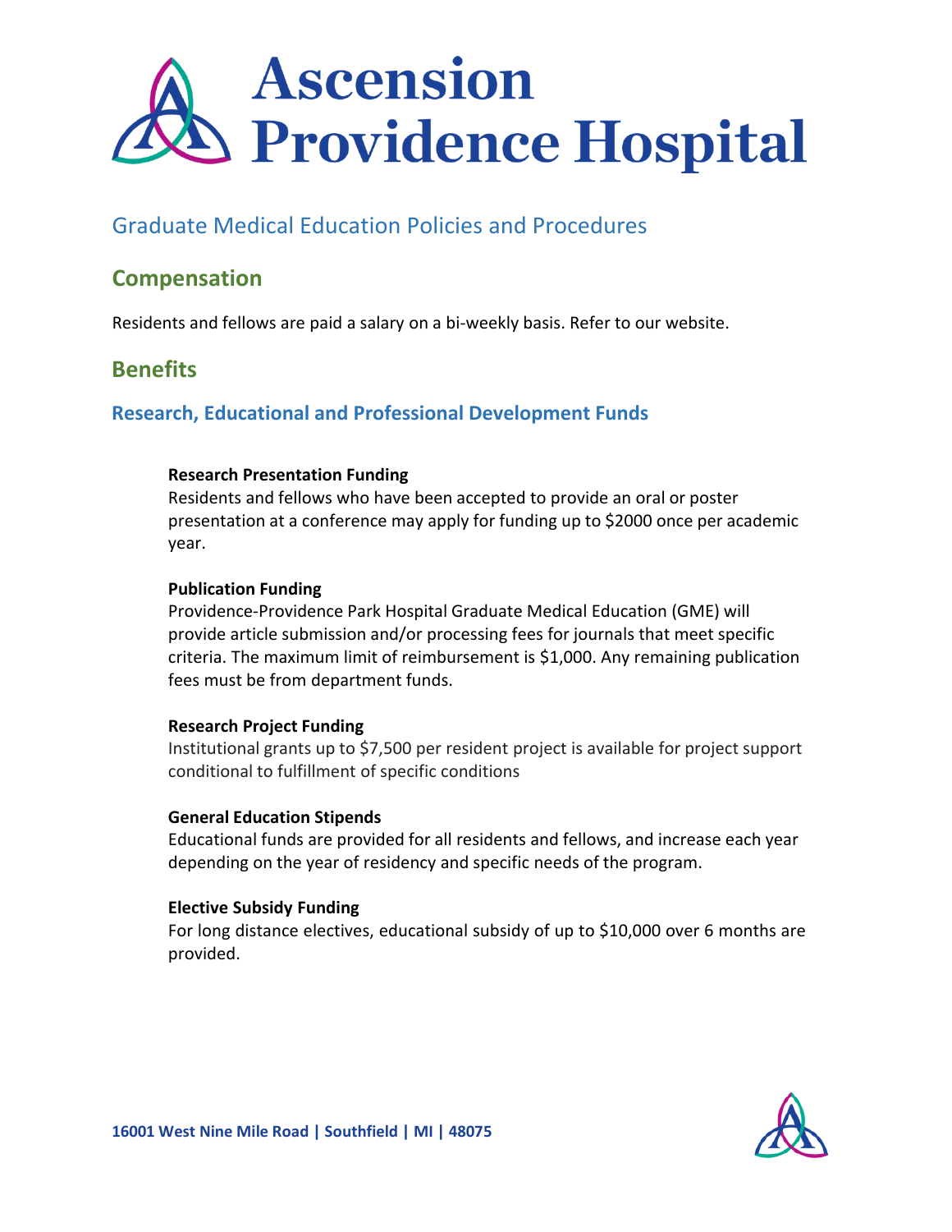# Ascension Providence Hospital

Graduate Medical Education Policies and Procedures

## Compensation

Residents and fellows are paid a salary on a bi-weekly basis. Refer to our website.

## Benefits

### Research, Educational and Professional Development Funds

**Research Presentation Funding**
Residents and fellows who have been accepted to provide an oral or poster presentation at a conference may apply for funding up to $2000 once per academic year.

**Publication Funding**
Providence-Providence Park Hospital Graduate Medical Education (GME) will provide article submission and/or processing fees for journals that meet specific criteria. The maximum limit of reimbursement is $1,000. Any remaining publication fees must be from department funds.

**Research Project Funding**
Institutional grants up to $7,500 per resident project is available for project support conditional to fulfillment of specific conditions

**General Education Stipends**
Educational funds are provided for all residents and fellows, and increase each year depending on the year of residency and specific needs of the program.

**Elective Subsidy Funding**
For long distance electives, educational subsidy of up to $10,000 over 6 months are provided.

16001 West Nine Mile Road | Southfield | MI | 48075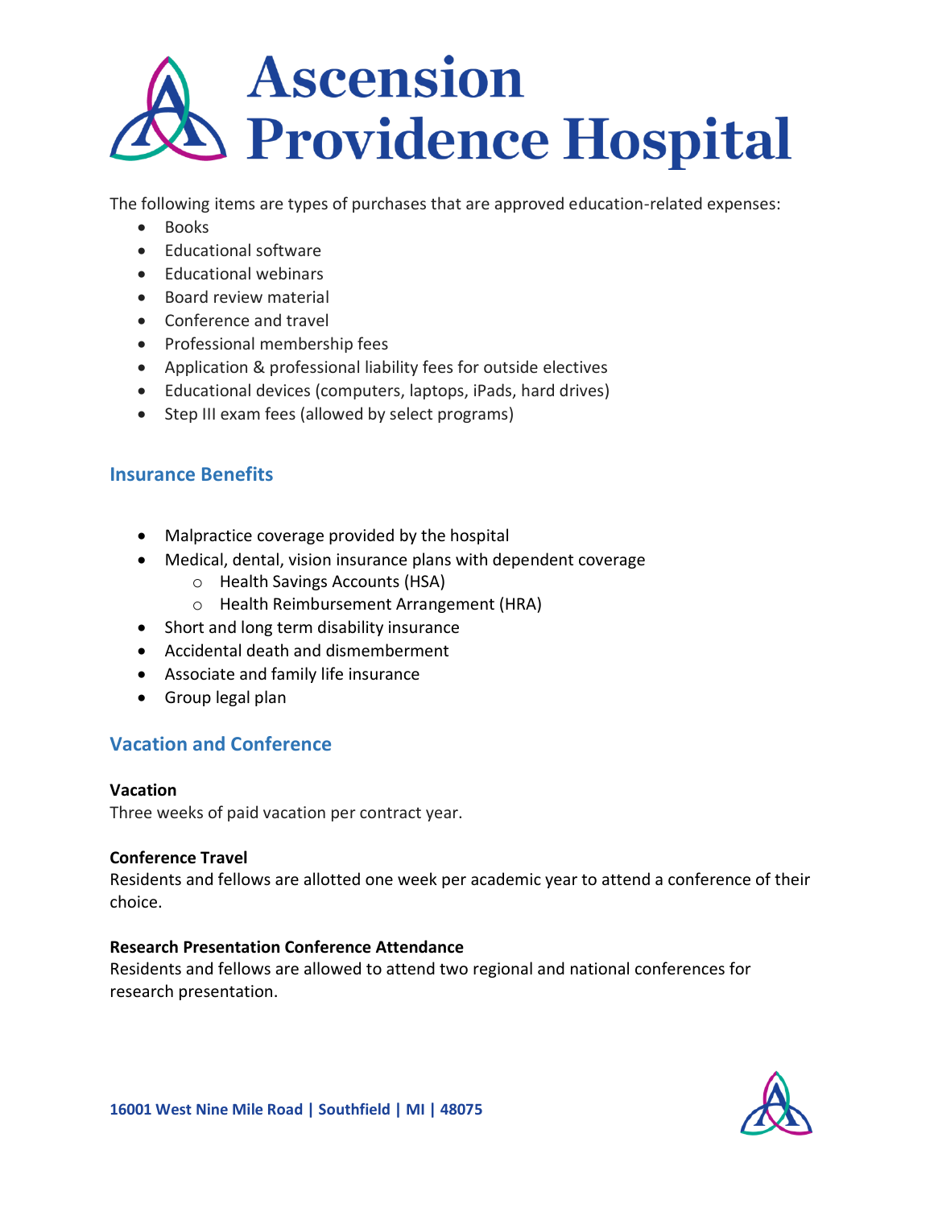# Ascension Providence Hospital

The following items are types of purchases that are approved education-related expenses:

- Books
- Educational software
- Educational webinars
- Board review material
- Conference and travel
- Professional membership fees
- Application & professional liability fees for outside electives
- Educational devices (computers, laptops, iPads, hard drives)
- Step III exam fees (allowed by select programs)

## Insurance Benefits

- Malpractice coverage provided by the hospital
- Medical, dental, vision insurance plans with dependent coverage
  - Health Savings Accounts (HSA)
  - Health Reimbursement Arrangement (HRA)
- Short and long term disability insurance
- Accidental death and dismemberment
- Associate and family life insurance
- Group legal plan

## Vacation and Conference

**Vacation**
Three weeks of paid vacation per contract year.

**Conference Travel**
Residents and fellows are allotted one week per academic year to attend a conference of their choice.

**Research Presentation Conference Attendance**
Residents and fellows are allowed to attend two regional and national conferences for research presentation.

**16001 West Nine Mile Road | Southfield | MI | 48075**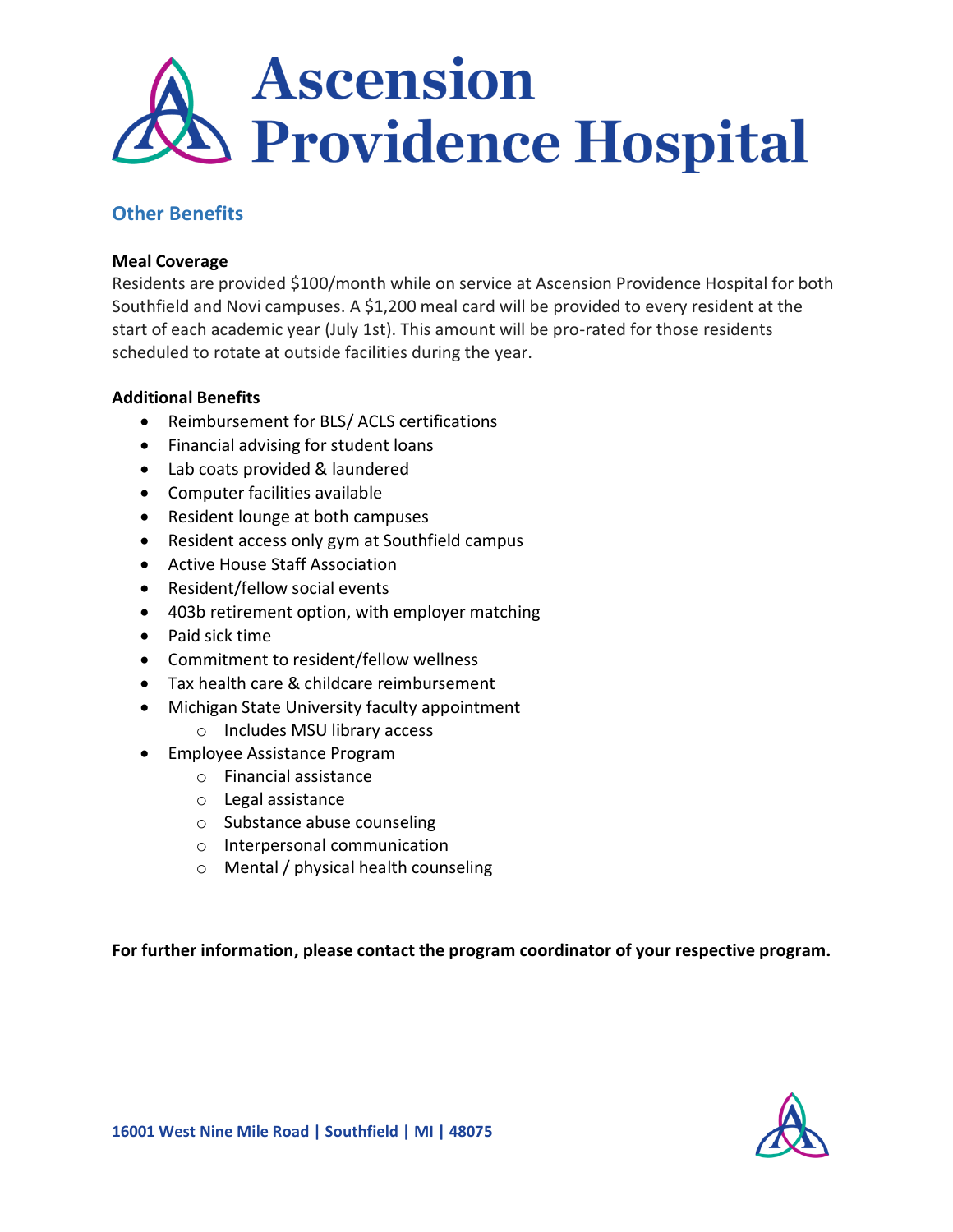# Ascension Providence Hospital

## Other Benefits

**Meal Coverage**

Residents are provided $100/month while on service at Ascension Providence Hospital for both Southfield and Novi campuses. A $1,200 meal card will be provided to every resident at the start of each academic year (July 1st). This amount will be pro-rated for those residents scheduled to rotate at outside facilities during the year.

**Additional Benefits**

- Reimbursement for BLS/ ACLS certifications
- Financial advising for student loans
- Lab coats provided & laundered
- Computer facilities available
- Resident lounge at both campuses
- Resident access only gym at Southfield campus
- Active House Staff Association
- Resident/fellow social events
- 403b retirement option, with employer matching
- Paid sick time
- Commitment to resident/fellow wellness
- Tax health care & childcare reimbursement
- Michigan State University faculty appointment
  - Includes MSU library access
- Employee Assistance Program
  - Financial assistance
  - Legal assistance
  - Substance abuse counseling
  - Interpersonal communication
  - Mental / physical health counseling

**For further information, please contact the program coordinator of your respective program.**

16001 West Nine Mile Road | Southfield | MI | 48075